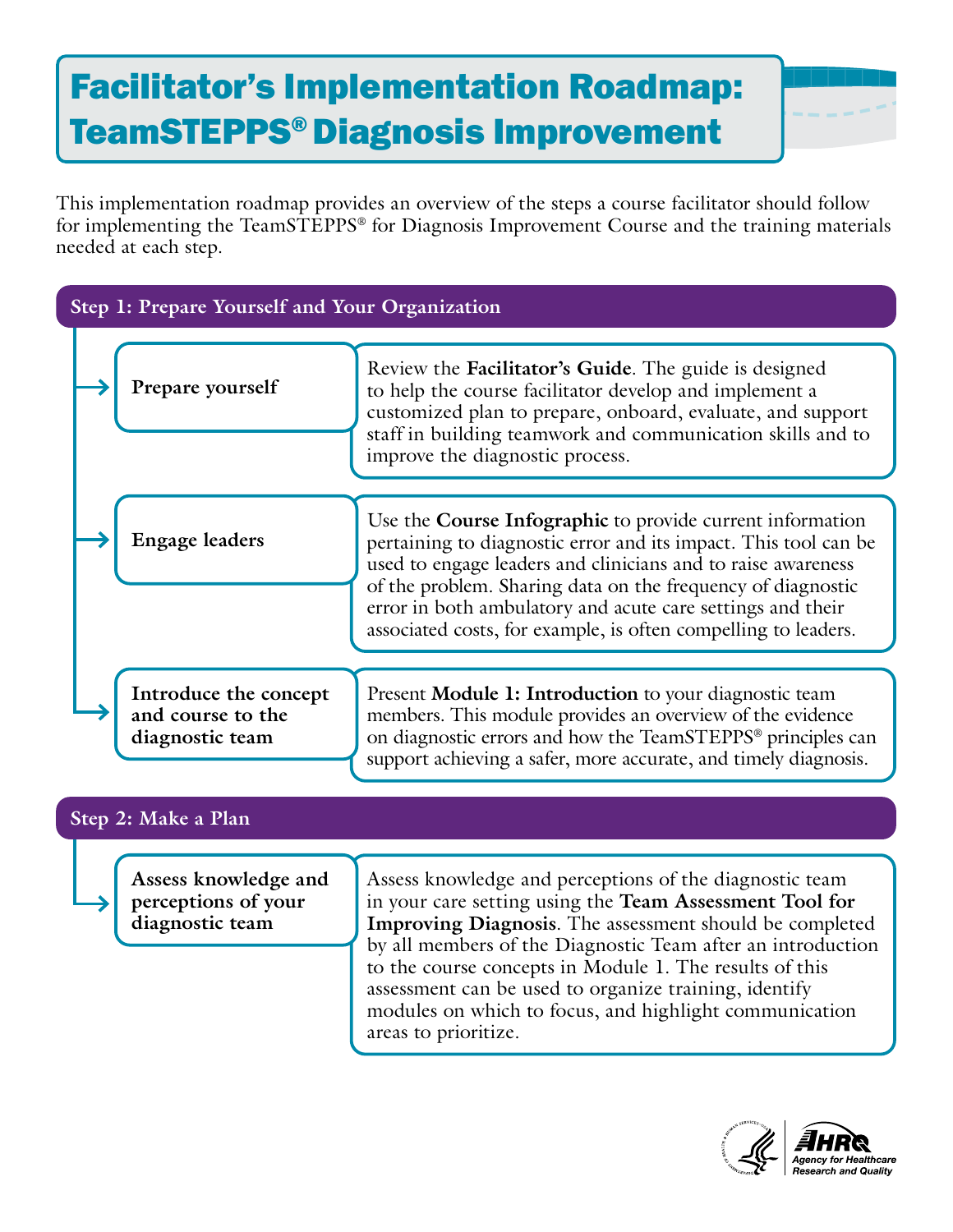# Facilitator's Implementation Roadmap: TeamSTEPPS® Diagnosis Improvement

This implementation roadmap provides an overview of the steps a course facilitator should follow for implementing the TeamSTEPPS® for Diagnosis Improvement Course and the training materials needed at each step.

## Step 1: Prepare Yourself and Your Organization

**Prepare yourself**

Review the **Facilitator's Guide**. The guide is designed to help the course facilitator develop and implement a customized plan to prepare, onboard, evaluate, and support staff in building teamwork and communication skills and to improve the diagnostic process.

**Engage leaders**

Use the **Course Infographic** to provide current information pertaining to diagnostic error and its impact. This tool can be used to engage leaders and clinicians and to raise awareness of the problem. Sharing data on the frequency of diagnostic error in both ambulatory and acute care settings and their associated costs, for example, is often compelling to leaders.

**Introduce the concept and course to the diagnostic team**

Present **Module 1: Introduction** to your diagnostic team members. This module provides an overview of the evidence on diagnostic errors and how the TeamSTEPPS® principles can support achieving a safer, more accurate, and timely diagnosis.

## Step 2: Make a Plan

**Assess knowledge and perceptions of your diagnostic team**

Assess knowledge and perceptions of the diagnostic team in your care setting using the **Team Assessment Tool for Improving Diagnosis**. The assessment should be completed by all members of the Diagnostic Team after an introduction to the course concepts in Module 1. The results of this assessment can be used to organize training, identify modules on which to focus, and highlight communication areas to prioritize.

AHRQ Agency for Healthcare Research and Quality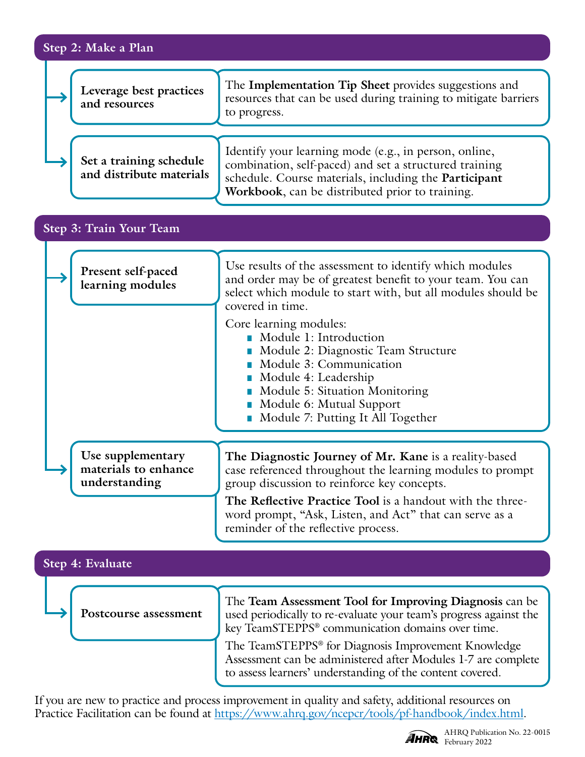## Step 2: Make a Plan

**Leverage best practices and resources**

The **Implementation Tip Sheet** provides suggestions and resources that can be used during training to mitigate barriers to progress.

**Set a training schedule and distribute materials**

Identify your learning mode (e.g., in person, online, combination, self-paced) and set a structured training schedule. Course materials, including the **Participant Workbook**, can be distributed prior to training.

## Step 3: Train Your Team

**Present self-paced learning modules**

Use results of the assessment to identify which modules and order may be of greatest benefit to your team. You can select which module to start with, but all modules should be covered in time.

Core learning modules:

- Module 1: Introduction
- Module 2: Diagnostic Team Structure
- Module 3: Communication
- Module 4: Leadership
- Module 5: Situation Monitoring
- Module 6: Mutual Support
- Module 7: Putting It All Together

**Use supplementary materials to enhance understanding**

**The Diagnostic Journey of Mr. Kane** is a reality-based case referenced throughout the learning modules to prompt group discussion to reinforce key concepts.

**The Reflective Practice Tool** is a handout with the three-word prompt, "Ask, Listen, and Act" that can serve as a reminder of the reflective process.

## Step 4: Evaluate

**Postcourse assessment**

The **Team Assessment Tool for Improving Diagnosis** can be used periodically to re-evaluate your team's progress against the key TeamSTEPPS® communication domains over time.

The TeamSTEPPS® for Diagnosis Improvement Knowledge Assessment can be administered after Modules 1-7 are complete to assess learners' understanding of the content covered.

If you are new to practice and process improvement in quality and safety, additional resources on Practice Facilitation can be found at https://www.ahrq.gov/ncepcr/tools/pf-handbook/index.html.

AHRQ Publication No. 22-0015
February 2022